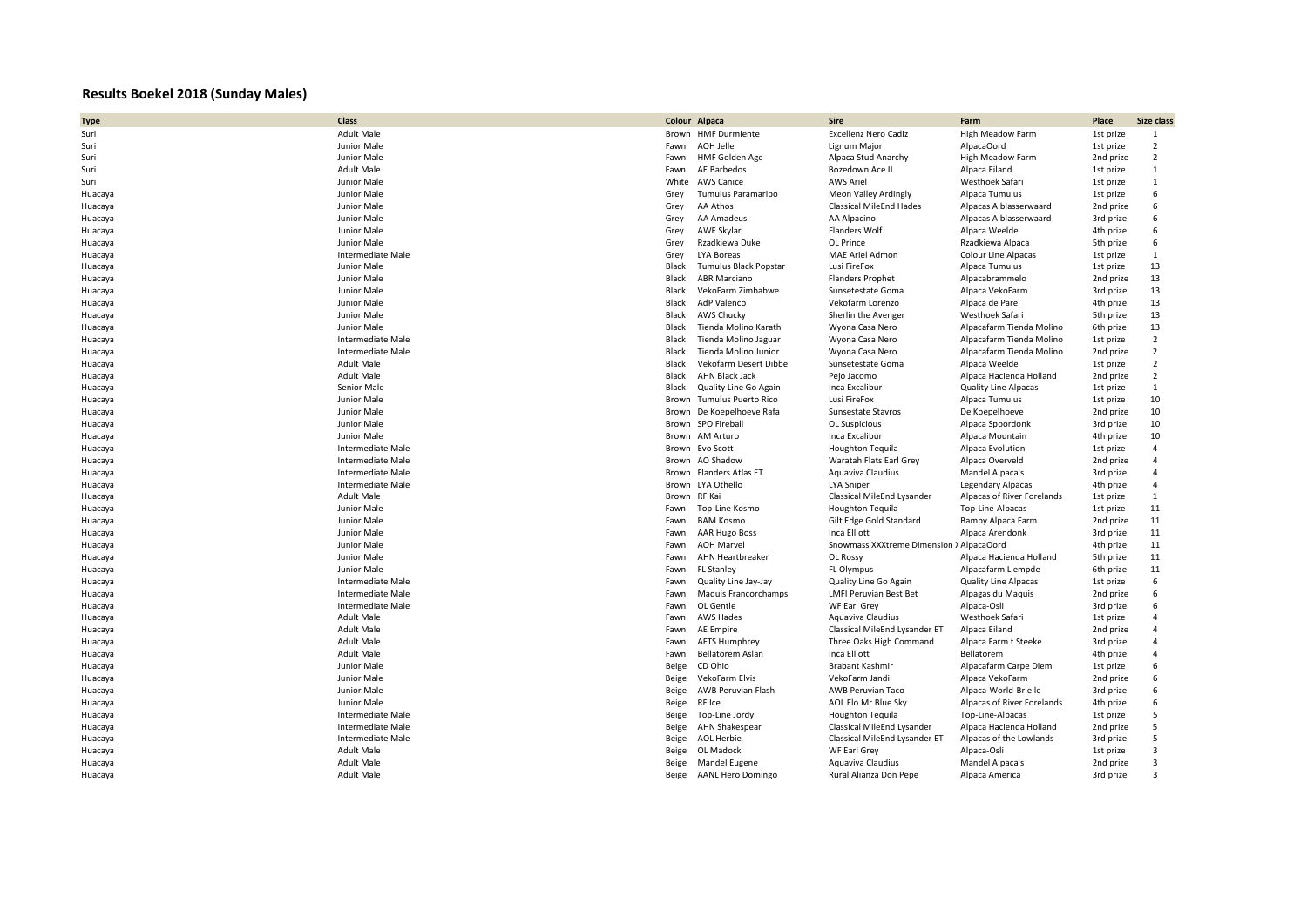# Results Boekel 2018 (Sunday Males)

| Type | Class | Colour | Alpaca | Sire | Farm | Place | Size class |
|---|---|---|---|---|---|---|---|
| Suri | Adult Male | Brown | HMF Durmiente | Excellenz Nero Cadiz | High Meadow Farm | 1st prize | 1 |
| Suri | Junior Male | Fawn | AOH Jelle | Lignum Major | AlpacaOord | 1st prize | 2 |
| Suri | Junior Male | Fawn | HMF Golden Age | Alpaca Stud Anarchy | High Meadow Farm | 2nd prize | 2 |
| Suri | Adult Male | Fawn | AE Barbedos | Bozedown Ace II | Alpaca Eiland | 1st prize | 1 |
| Suri | Junior Male | White | AWS Canice | AWS Ariel | Westhoek Safari | 1st prize | 1 |
| Huacaya | Junior Male | Grey | Tumulus Paramaribo | Meon Valley Ardingly | Alpaca Tumulus | 1st prize | 6 |
| Huacaya | Junior Male | Grey | AA Athos | Classical MileEnd Hades | Alpacas Alblasserwaard | 2nd prize | 6 |
| Huacaya | Junior Male | Grey | AA Amadeus | AA Alpacino | Alpacas Alblasserwaard | 3rd prize | 6 |
| Huacaya | Junior Male | Grey | AWE Skylar | Flanders Wolf | Alpaca Weelde | 4th prize | 6 |
| Huacaya | Junior Male | Grey | Rzadkiewa Duke | OL Prince | Rzadkiewa Alpaca | 5th prize | 6 |
| Huacaya | Intermediate Male | Grey | LYA Boreas | MAE Ariel Admon | Colour Line Alpacas | 1st prize | 1 |
| Huacaya | Junior Male | Black | Tumulus Black Popstar | Lusi FireFox | Alpaca Tumulus | 1st prize | 13 |
| Huacaya | Junior Male | Black | ABR Marciano | Flanders Prophet | Alpacabrammelo | 2nd prize | 13 |
| Huacaya | Junior Male | Black | VekoFarm Zimbabwe | Sunsetestate Goma | Alpaca VekoFarm | 3rd prize | 13 |
| Huacaya | Junior Male | Black | AdP Valenco | Vekofarm Lorenzo | Alpaca de Parel | 4th prize | 13 |
| Huacaya | Junior Male | Black | AWS Chucky | Sherlin the Avenger | Westhoek Safari | 5th prize | 13 |
| Huacaya | Junior Male | Black | Tienda Molino Karath | Wyona Casa Nero | Alpacafarm Tienda Molino | 6th prize | 13 |
| Huacaya | Intermediate Male | Black | Tienda Molino Jaguar | Wyona Casa Nero | Alpacafarm Tienda Molino | 1st prize | 2 |
| Huacaya | Intermediate Male | Black | Tienda Molino Junior | Wyona Casa Nero | Alpacafarm Tienda Molino | 2nd prize | 2 |
| Huacaya | Adult Male | Black | Vekofarm Desert Dibbe | Sunsetestate Goma | Alpaca Weelde | 1st prize | 2 |
| Huacaya | Adult Male | Black | AHN Black Jack | Pejo Jacomo | Alpaca Hacienda Holland | 2nd prize | 2 |
| Huacaya | Senior Male | Black | Quality Line Go Again | Inca Excalibur | Quality Line Alpacas | 1st prize | 1 |
| Huacaya | Junior Male | Brown | Tumulus Puerto Rico | Lusi FireFox | Alpaca Tumulus | 1st prize | 10 |
| Huacaya | Junior Male | Brown | De Koepelhoeve Rafa | Sunsestate Stavros | De Koepelhoeve | 2nd prize | 10 |
| Huacaya | Junior Male | Brown | SPO Fireball | OL Suspicious | Alpaca Spoordonk | 3rd prize | 10 |
| Huacaya | Junior Male | Brown | AM Arturo | Inca Excalibur | Alpaca Mountain | 4th prize | 10 |
| Huacaya | Intermediate Male | Brown | Evo Scott | Houghton Tequila | Alpaca Evolution | 1st prize | 4 |
| Huacaya | Intermediate Male | Brown | AO Shadow | Waratah Flats Earl Grey | Alpaca Overveld | 2nd prize | 4 |
| Huacaya | Intermediate Male | Brown | Flanders Atlas ET | Aquaviva Claudius | Mandel Alpaca's | 3rd prize | 4 |
| Huacaya | Intermediate Male | Brown | LYA Othello | LYA Sniper | Legendary Alpacas | 4th prize | 4 |
| Huacaya | Adult Male | Brown | RF Kai | Classical MileEnd Lysander | Alpacas of River Forelands | 1st prize | 1 |
| Huacaya | Junior Male | Fawn | Top-Line Kosmo | Houghton Tequila | Top-Line-Alpacas | 1st prize | 11 |
| Huacaya | Junior Male | Fawn | BAM Kosmo | Gilt Edge Gold Standard | Bamby Alpaca Farm | 2nd prize | 11 |
| Huacaya | Junior Male | Fawn | AAR Hugo Boss | Inca Elliott | Alpaca Arendonk | 3rd prize | 11 |
| Huacaya | Junior Male | Fawn | AOH Marvel | Snowmass XXXtreme Dimension X | AlpacaOord | 4th prize | 11 |
| Huacaya | Junior Male | Fawn | AHN Heartbreaker | OL Rossy | Alpaca Hacienda Holland | 5th prize | 11 |
| Huacaya | Junior Male | Fawn | FL Stanley | FL Olympus | Alpacafarm Liempde | 6th prize | 11 |
| Huacaya | Intermediate Male | Fawn | Quality Line Jay-Jay | Quality Line Go Again | Quality Line Alpacas | 1st prize | 6 |
| Huacaya | Intermediate Male | Fawn | Maquis Francorchamps | LMFI Peruvian Best Bet | Alpagas du Maquis | 2nd prize | 6 |
| Huacaya | Intermediate Male | Fawn | OL Gentle | WF Earl Grey | Alpaca-Osli | 3rd prize | 6 |
| Huacaya | Adult Male | Fawn | AWS Hades | Aquaviva Claudius | Westhoek Safari | 1st prize | 4 |
| Huacaya | Adult Male | Fawn | AE Empire | Classical MileEnd Lysander ET | Alpaca Eiland | 2nd prize | 4 |
| Huacaya | Adult Male | Fawn | AFTS Humphrey | Three Oaks High Command | Alpaca Farm t Steeke | 3rd prize | 4 |
| Huacaya | Adult Male | Fawn | Bellatorem Aslan | Inca Elliott | Bellatorem | 4th prize | 4 |
| Huacaya | Junior Male | Beige | CD Ohio | Brabant Kashmir | Alpacafarm Carpe Diem | 1st prize | 6 |
| Huacaya | Junior Male | Beige | VekoFarm Elvis | VekoFarm Jandi | Alpaca VekoFarm | 2nd prize | 6 |
| Huacaya | Junior Male | Beige | AWB Peruvian Flash | AWB Peruvian Taco | Alpaca-World-Brielle | 3rd prize | 6 |
| Huacaya | Junior Male | Beige | RF Ice | AOL Elo Mr Blue Sky | Alpacas of River Forelands | 4th prize | 6 |
| Huacaya | Intermediate Male | Beige | Top-Line Jordy | Houghton Tequila | Top-Line-Alpacas | 1st prize | 5 |
| Huacaya | Intermediate Male | Beige | AHN Shakespear | Classical MileEnd Lysander | Alpaca Hacienda Holland | 2nd prize | 5 |
| Huacaya | Intermediate Male | Beige | AOL Herbie | Classical MileEnd Lysander ET | Alpacas of the Lowlands | 3rd prize | 5 |
| Huacaya | Adult Male | Beige | OL Madock | WF Earl Grey | Alpaca-Osli | 1st prize | 3 |
| Huacaya | Adult Male | Beige | Mandel Eugene | Aquaviva Claudius | Mandel Alpaca's | 2nd prize | 3 |
| Huacaya | Adult Male | Beige | AANL Hero Domingo | Rural Alianza Don Pepe | Alpaca America | 3rd prize | 3 |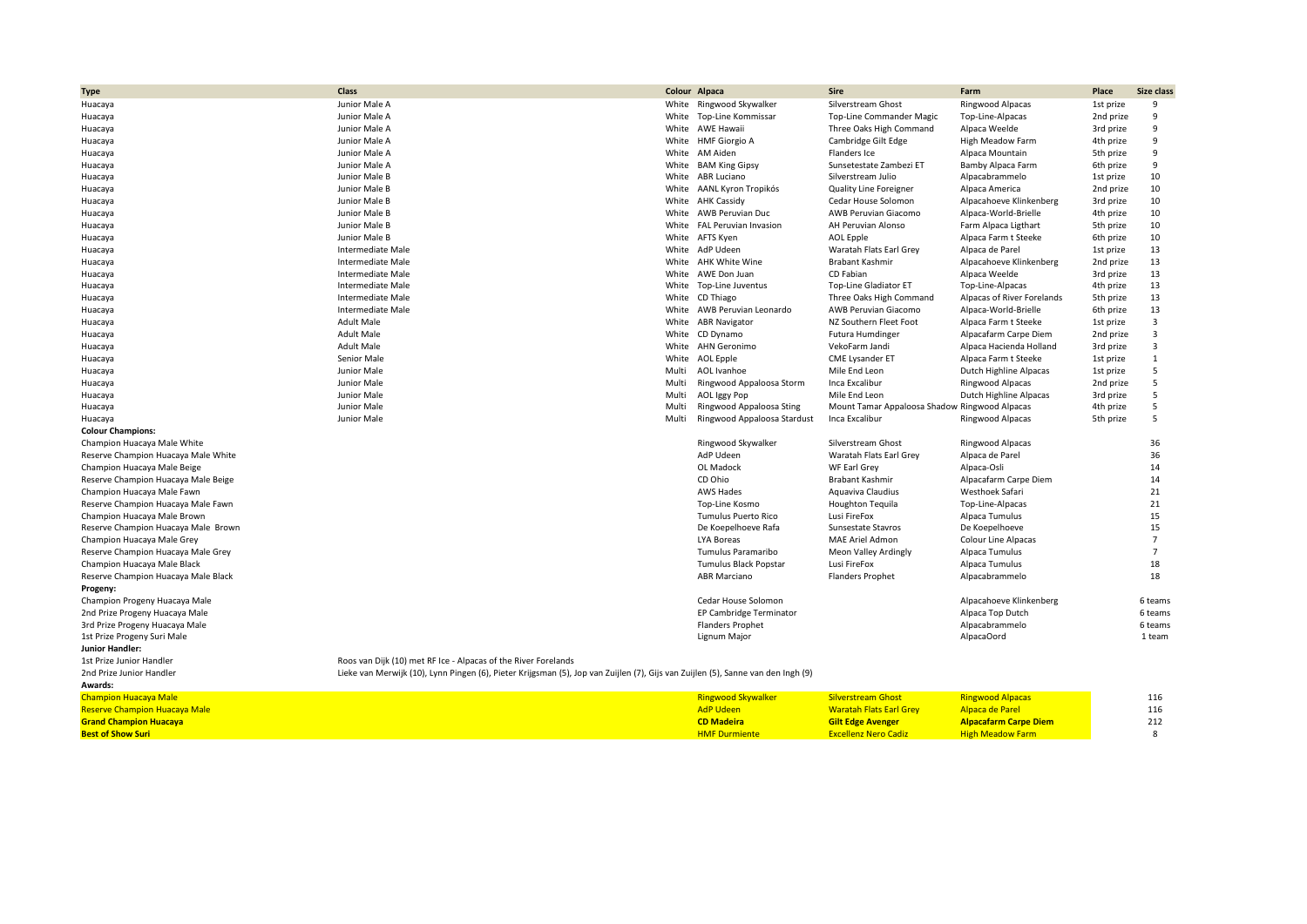| Type | Class | Colour | Alpaca | Sire | Farm | Place | Size class |
|---|---|---|---|---|---|---|---|
| Huacaya | Junior Male A | White | Ringwood Skywalker | Silverstream Ghost | Ringwood Alpacas | 1st prize | 9 |
| Huacaya | Junior Male A | White | Top-Line Kommissar | Top-Line Commander Magic | Top-Line-Alpacas | 2nd prize | 9 |
| Huacaya | Junior Male A | White | AWE Hawaii | Three Oaks High Command | Alpaca Weelde | 3rd prize | 9 |
| Huacaya | Junior Male A | White | HMF Giorgio A | Cambridge Gilt Edge | High Meadow Farm | 4th prize | 9 |
| Huacaya | Junior Male A | White | AM Aiden | Flanders Ice | Alpaca Mountain | 5th prize | 9 |
| Huacaya | Junior Male A | White | BAM King Gipsy | Sunsetestate Zambezi ET | Bamby Alpaca Farm | 6th prize | 9 |
| Huacaya | Junior Male B | White | ABR Luciano | Silverstream Julio | Alpacabrammelo | 1st prize | 10 |
| Huacaya | Junior Male B | White | AANL Kyron Tropikós | Quality Line Foreigner | Alpaca America | 2nd prize | 10 |
| Huacaya | Junior Male B | White | AHK Cassidy | Cedar House Solomon | Alpacahoeve Klinkenberg | 3rd prize | 10 |
| Huacaya | Junior Male B | White | AWB Peruvian Duc | AWB Peruvian Giacomo | Alpaca-World-Brielle | 4th prize | 10 |
| Huacaya | Junior Male B | White | FAL Peruvian Invasion | AH Peruvian Alonso | Farm Alpaca Ligthart | 5th prize | 10 |
| Huacaya | Junior Male B | White | AFTS Kyen | AOL Epple | Alpaca Farm t Steeke | 6th prize | 10 |
| Huacaya | Intermediate Male | White | AdP Udeen | Waratah Flats Earl Grey | Alpaca de Parel | 1st prize | 13 |
| Huacaya | Intermediate Male | White | AHK White Wine | Brabant Kashmir | Alpacahoeve Klinkenberg | 2nd prize | 13 |
| Huacaya | Intermediate Male | White | AWE Don Juan | CD Fabian | Alpaca Weelde | 3rd prize | 13 |
| Huacaya | Intermediate Male | White | Top-Line Juventus | Top-Line Gladiator ET | Top-Line-Alpacas | 4th prize | 13 |
| Huacaya | Intermediate Male | White | CD Thiago | Three Oaks High Command | Alpacas of River Forelands | 5th prize | 13 |
| Huacaya | Intermediate Male | White | AWB Peruvian Leonardo | AWB Peruvian Giacomo | Alpaca-World-Brielle | 6th prize | 13 |
| Huacaya | Adult Male | White | ABR Navigator | NZ Southern Fleet Foot | Alpaca Farm t Steeke | 1st prize | 3 |
| Huacaya | Adult Male | White | CD Dynamo | Futura Humdinger | Alpacafarm Carpe Diem | 2nd prize | 3 |
| Huacaya | Adult Male | White | AHN Geronimo | VekoFarm Jandi | Alpaca Hacienda Holland | 3rd prize | 3 |
| Huacaya | Senior Male | White | AOL Epple | CME Lysander ET | Alpaca Farm t Steeke | 1st prize | 1 |
| Huacaya | Junior Male | Multi | AOL Ivanhoe | Mile End Leon | Dutch Highline Alpacas | 1st prize | 5 |
| Huacaya | Junior Male | Multi | Ringwood Appaloosa Storm | Inca Excalibur | Ringwood Alpacas | 2nd prize | 5 |
| Huacaya | Junior Male | Multi | AOL Iggy Pop | Mile End Leon | Dutch Highline Alpacas | 3rd prize | 5 |
| Huacaya | Junior Male | Multi | Ringwood Appaloosa Sting | Mount Tamar Appaloosa Shadow | Ringwood Alpacas | 4th prize | 5 |
| Huacaya | Junior Male | Multi | Ringwood Appaloosa Stardust | Inca Excalibur | Ringwood Alpacas | 5th prize | 5 |
| **Colour Champions:** | | | | | | | |
| Champion Huacaya Male White | | | Ringwood Skywalker | Silverstream Ghost | Ringwood Alpacas | | 36 |
| Reserve Champion Huacaya Male White | | | AdP Udeen | Waratah Flats Earl Grey | Alpaca de Parel | | 36 |
| Champion Huacaya Male Beige | | | OL Madock | WF Earl Grey | Alpaca-Osli | | 14 |
| Reserve Champion Huacaya Male Beige | | | CD Ohio | Brabant Kashmir | Alpacafarm Carpe Diem | | 14 |
| Champion Huacaya Male Fawn | | | AWS Hades | Aquaviva Claudius | Westhoek Safari | | 21 |
| Reserve Champion Huacaya Male Fawn | | | Top-Line Kosmo | Houghton Tequila | Top-Line-Alpacas | | 21 |
| Champion Huacaya Male Brown | | | Tumulus Puerto Rico | Lusi FireFox | Alpaca Tumulus | | 15 |
| Reserve Champion Huacaya Male Brown | | | De Koepelhoeve Rafa | Sunsestate Stavros | De Koepelhoeve | | 15 |
| Champion Huacaya Male Grey | | | LYA Boreas | MAE Ariel Admon | Colour Line Alpacas | | 7 |
| Reserve Champion Huacaya Male Grey | | | Tumulus Paramaribo | Meon Valley Ardingly | Alpaca Tumulus | | 7 |
| Champion Huacaya Male Black | | | Tumulus Black Popstar | Lusi FireFox | Alpaca Tumulus | | 18 |
| Reserve Champion Huacaya Male Black | | | ABR Marciano | Flanders Prophet | Alpacabrammelo | | 18 |
| **Progeny:** | | | | | | | |
| Champion Progeny Huacaya Male | | | Cedar House Solomon | | Alpacahoeve Klinkenberg | | 6 teams |
| 2nd Prize Progeny Huacaya Male | | | EP Cambridge Terminator | | Alpaca Top Dutch | | 6 teams |
| 3rd Prize Progeny Huacaya Male | | | Flanders Prophet | | Alpacabrammelo | | 6 teams |
| 1st Prize Progeny Suri Male | | | Lignum Major | | AlpacaOord | | 1 team |
| **Junior Handler:** | | | | | | | |
| 1st Prize Junior Handler | Roos van Dijk (10) met RF Ice - Alpacas of the River Forelands | | | | | | |
| 2nd Prize Junior Handler | Lieke van Merwijk (10), Lynn Pingen (6), Pieter Krijgsman (5), Jop van Zuijlen (7), Gijs van Zuijlen (5), Sanne van den Ingh (9) | | | | | | |
| **Awards:** | | | | | | | |
| Champion Huacaya Male | | | Ringwood Skywalker | Silverstream Ghost | Ringwood Alpacas | | 116 |
| Reserve Champion Huacaya Male | | | AdP Udeen | Waratah Flats Earl Grey | Alpaca de Parel | | 116 |
| **Grand Champion Huacaya** | | | **CD Madeira** | **Gilt Edge Avenger** | **Alpacafarm Carpe Diem** | | 212 |
| **Best of Show Suri** | | | HMF Durmiente | Excellenz Nero Cadiz | High Meadow Farm | | 8 |